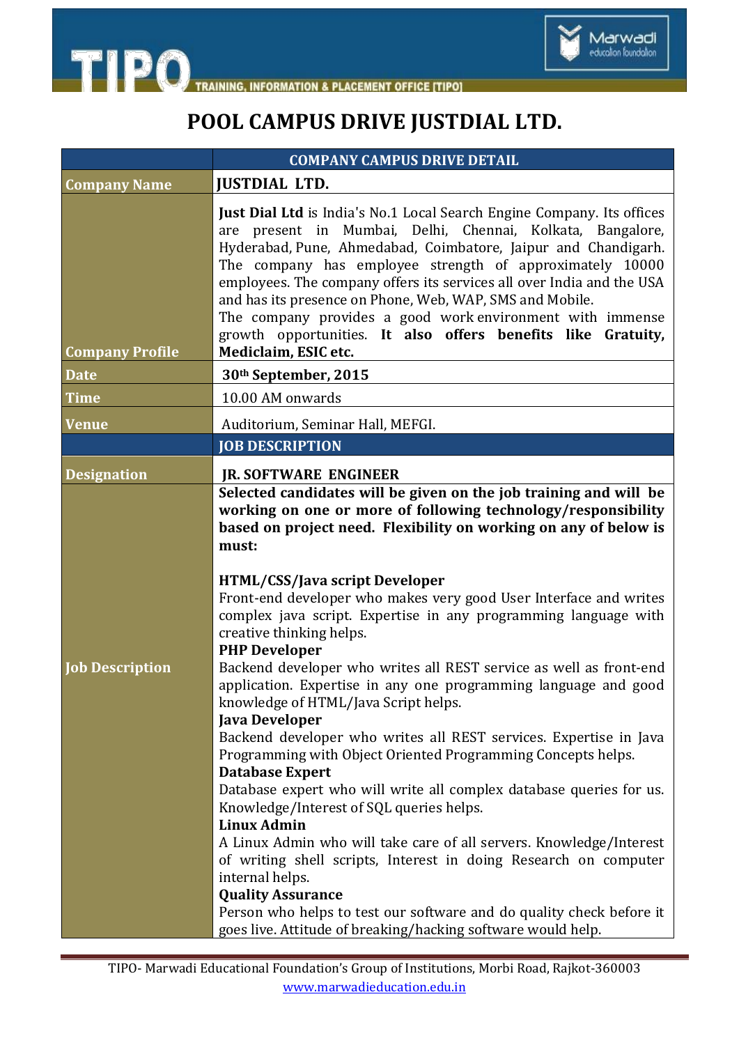# POOL CAMPUS DRIVE JUSTDIAL LTD.

| | COMPANY CAMPUS DRIVE DETAIL |
|---|---|
| **Company Name** | **JUSTDIAL LTD.** |
| **Company Profile** | **Just Dial Ltd** is India's No.1 Local Search Engine Company. Its offices are present in Mumbai, Delhi, Chennai, Kolkata, Bangalore, Hyderabad, Pune, Ahmedabad, Coimbatore, Jaipur and Chandigarh. The company has employee strength of approximately 10000 employees. The company offers its services all over India and the USA and has its presence on Phone, Web, WAP, SMS and Mobile. The company provides a good work environment with immense growth opportunities. **It also offers benefits like Gratuity, Mediclaim, ESIC etc.** |
| **Date** | **30th September, 2015** |
| **Time** | 10.00 AM onwards |
| **Venue** | Auditorium, Seminar Hall, MEFGI. |
| | **JOB DESCRIPTION** |
| **Designation** | **JR. SOFTWARE ENGINEER** |
| **Job Description** | **Selected candidates will be given on the job training and will be working on one or more of following technology/responsibility based on project need. Flexibility on working on any of below is must:**<br><br>**HTML/CSS/Java script Developer**<br>Front-end developer who makes very good User Interface and writes complex java script. Expertise in any programming language with creative thinking helps.<br>**PHP Developer**<br>Backend developer who writes all REST service as well as front-end application. Expertise in any one programming language and good knowledge of HTML/Java Script helps.<br>**Java Developer**<br>Backend developer who writes all REST services. Expertise in Java Programming with Object Oriented Programming Concepts helps.<br>**Database Expert**<br>Database expert who will write all complex database queries for us. Knowledge/Interest of SQL queries helps.<br>**Linux Admin**<br>A Linux Admin who will take care of all servers. Knowledge/Interest of writing shell scripts, Interest in doing Research on computer internal helps.<br>**Quality Assurance**<br>Person who helps to test our software and do quality check before it goes live. Attitude of breaking/hacking software would help. |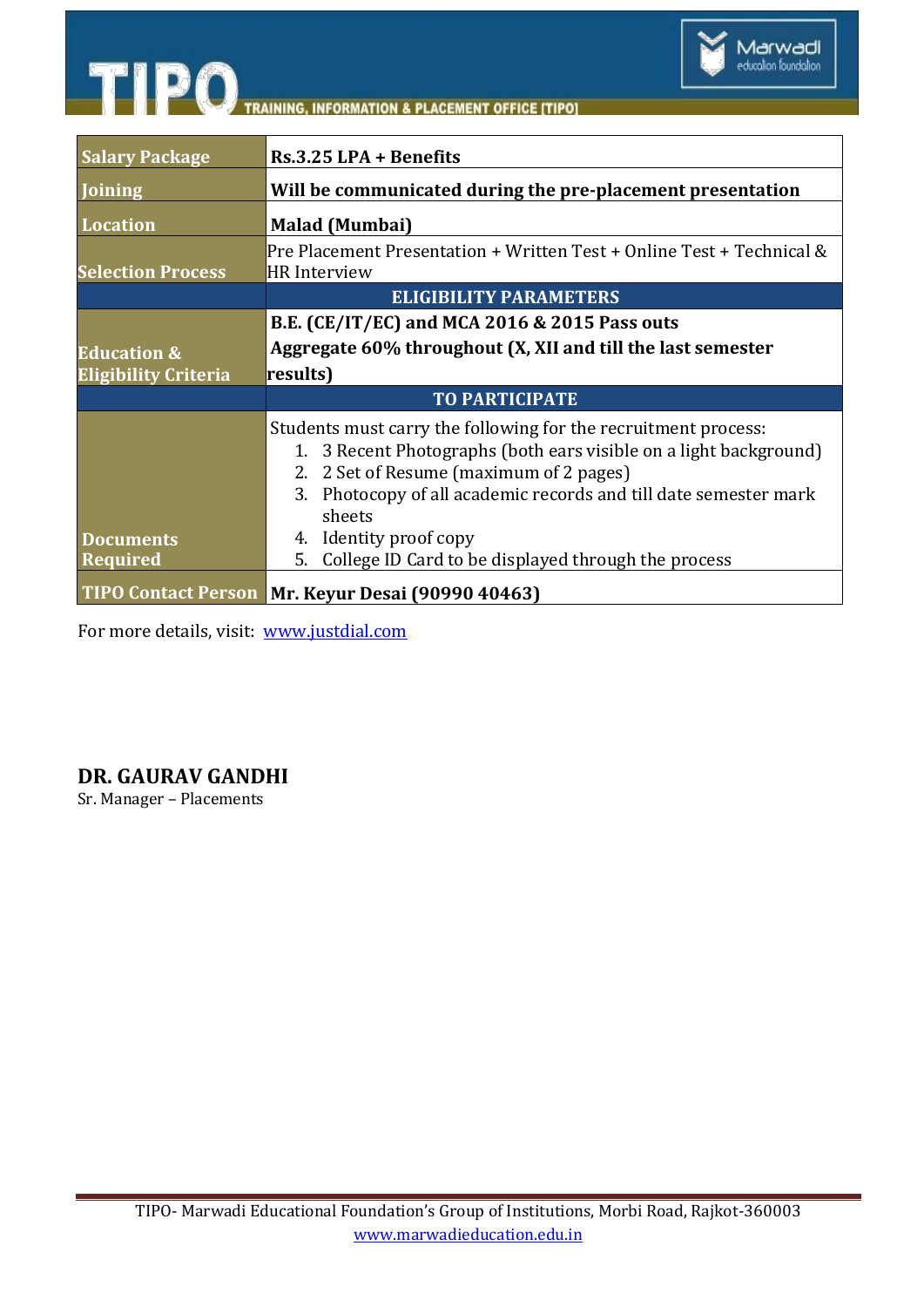| | |
|---|---|
| **Salary Package** | **Rs.3.25 LPA + Benefits** |
| **Joining** | **Will be communicated during the pre-placement presentation** |
| **Location** | **Malad (Mumbai)** |
| **Selection Process** | Pre Placement Presentation + Written Test + Online Test + Technical & HR Interview |
| | **ELIGIBILITY PARAMETERS** |
| **Education & Eligibility Criteria** | **B.E. (CE/IT/EC) and MCA 2016 & 2015 Pass outs**<br>**Aggregate 60% throughout (X, XII and till the last semester results)** |
| | **TO PARTICIPATE** |
| **Documents Required** | Students must carry the following for the recruitment process:<br>1. 3 Recent Photographs (both ears visible on a light background)<br>2. 2 Set of Resume (maximum of 2 pages)<br>3. Photocopy of all academic records and till date semester mark sheets<br>4. Identity proof copy<br>5. College ID Card to be displayed through the process |
| **TIPO Contact Person** | **Mr. Keyur Desai (90990 40463)** |

For more details, visit: [www.justdial.com](www.justdial.com)

**DR. GAURAV GANDHI**
Sr. Manager – Placements